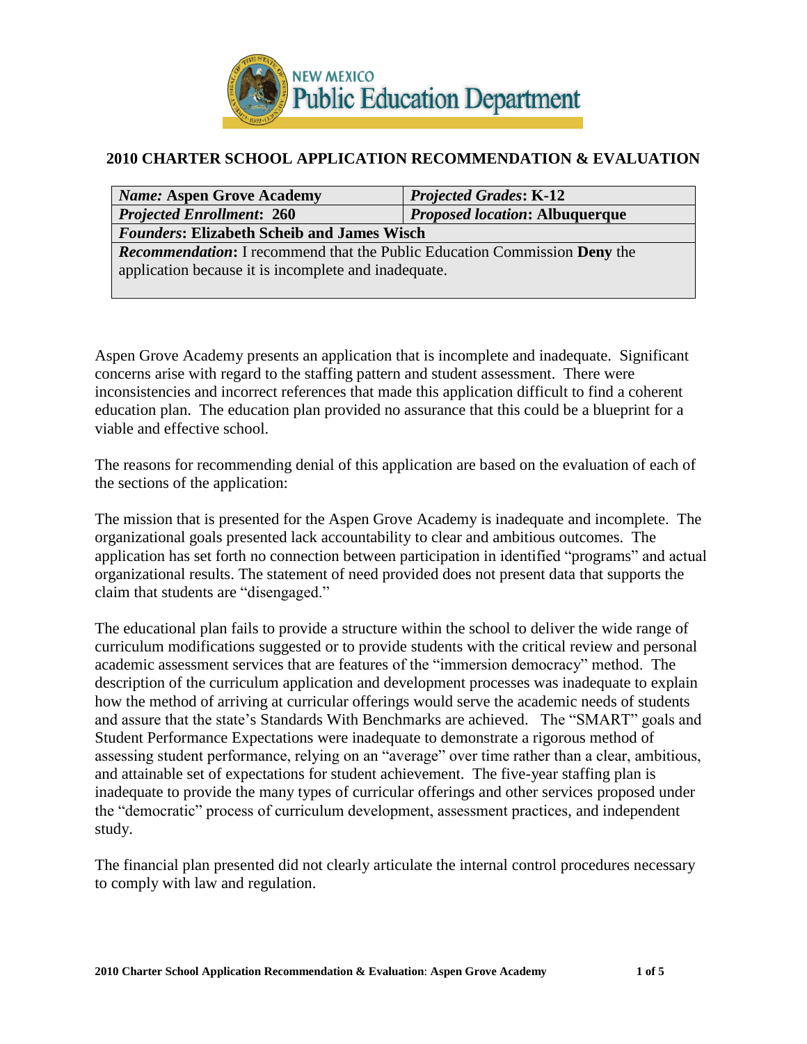NEW MEXICO Public Education Department

## 2010 CHARTER SCHOOL APPLICATION RECOMMENDATION & EVALUATION

| *Name:* **Aspen Grove Academy** | ***Projected Grades*: K-12** |
|---|---|
| ***Projected Enrollment*: 260** | ***Proposed location*: Albuquerque** |
| ***Founders*: Elizabeth Scheib and James Wisch** | |
| ***Recommendation*:** I recommend that the Public Education Commission **Deny** the application because it is incomplete and inadequate. | |

Aspen Grove Academy presents an application that is incomplete and inadequate. Significant concerns arise with regard to the staffing pattern and student assessment. There were inconsistencies and incorrect references that made this application difficult to find a coherent education plan. The education plan provided no assurance that this could be a blueprint for a viable and effective school.

The reasons for recommending denial of this application are based on the evaluation of each of the sections of the application:

The mission that is presented for the Aspen Grove Academy is inadequate and incomplete. The organizational goals presented lack accountability to clear and ambitious outcomes. The application has set forth no connection between participation in identified "programs" and actual organizational results. The statement of need provided does not present data that supports the claim that students are "disengaged."

The educational plan fails to provide a structure within the school to deliver the wide range of curriculum modifications suggested or to provide students with the critical review and personal academic assessment services that are features of the "immersion democracy" method. The description of the curriculum application and development processes was inadequate to explain how the method of arriving at curricular offerings would serve the academic needs of students and assure that the state's Standards With Benchmarks are achieved. The "SMART" goals and Student Performance Expectations were inadequate to demonstrate a rigorous method of assessing student performance, relying on an "average" over time rather than a clear, ambitious, and attainable set of expectations for student achievement. The five-year staffing plan is inadequate to provide the many types of curricular offerings and other services proposed under the "democratic" process of curriculum development, assessment practices, and independent study.

The financial plan presented did not clearly articulate the internal control procedures necessary to comply with law and regulation.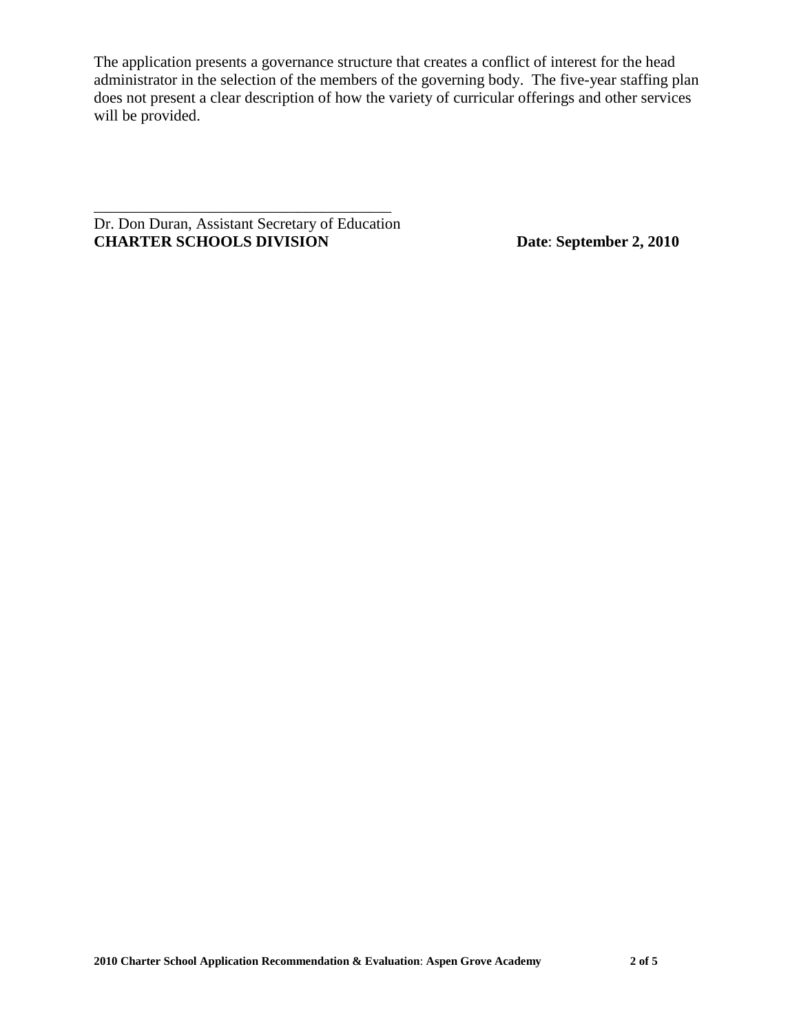The application presents a governance structure that creates a conflict of interest for the head administrator in the selection of the members of the governing body. The five-year staffing plan does not present a clear description of how the variety of curricular offerings and other services will be provided.

\_\_\_\_\_\_\_\_\_\_\_\_\_\_\_\_\_\_\_\_\_\_\_\_\_\_\_\_\_\_\_\_\_\_\_\_\_\_\_

Dr. Don Duran, Assistant Secretary of Education
**CHARTER SCHOOLS DIVISION** **Date: September 2, 2010**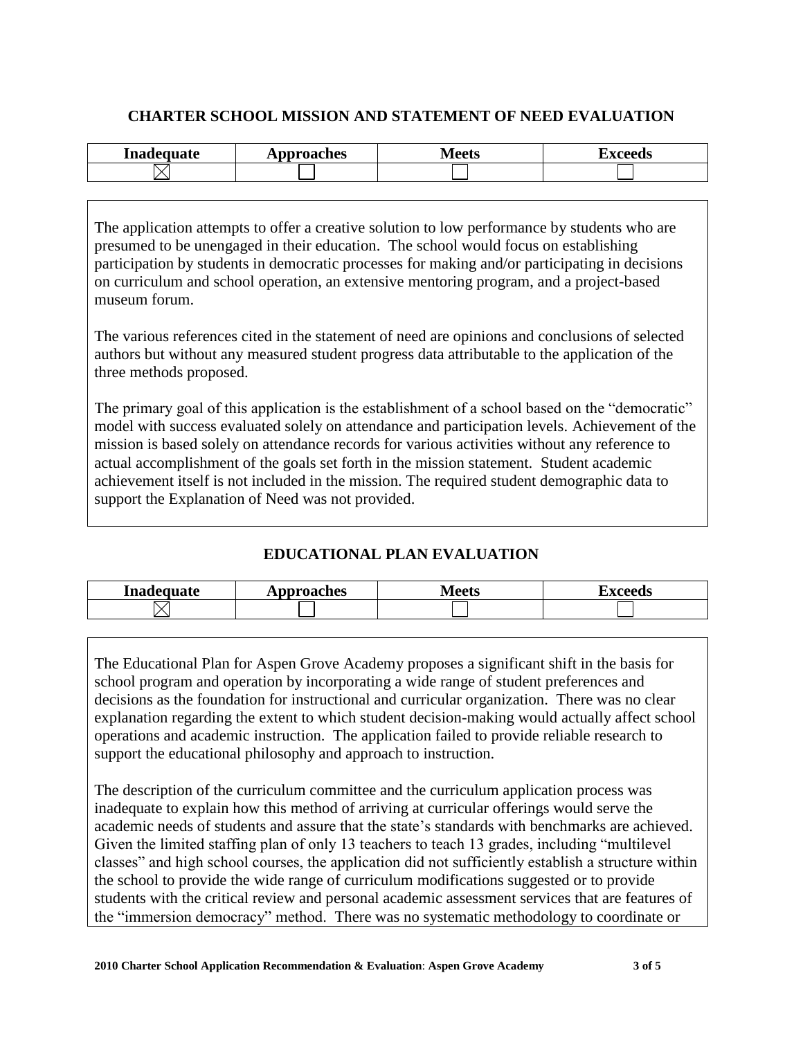## CHARTER SCHOOL MISSION AND STATEMENT OF NEED EVALUATION

| Inadequate | Approaches | Meets | Exceeds |
|---|---|---|---|
| ☒ | ☐ | ☐ | ☐ |

The application attempts to offer a creative solution to low performance by students who are presumed to be unengaged in their education. The school would focus on establishing participation by students in democratic processes for making and/or participating in decisions on curriculum and school operation, an extensive mentoring program, and a project-based museum forum.

The various references cited in the statement of need are opinions and conclusions of selected authors but without any measured student progress data attributable to the application of the three methods proposed.

The primary goal of this application is the establishment of a school based on the "democratic" model with success evaluated solely on attendance and participation levels. Achievement of the mission is based solely on attendance records for various activities without any reference to actual accomplishment of the goals set forth in the mission statement. Student academic achievement itself is not included in the mission. The required student demographic data to support the Explanation of Need was not provided.

## EDUCATIONAL PLAN EVALUATION

| Inadequate | Approaches | Meets | Exceeds |
|---|---|---|---|
| ☒ | ☐ | ☐ | ☐ |

The Educational Plan for Aspen Grove Academy proposes a significant shift in the basis for school program and operation by incorporating a wide range of student preferences and decisions as the foundation for instructional and curricular organization. There was no clear explanation regarding the extent to which student decision-making would actually affect school operations and academic instruction. The application failed to provide reliable research to support the educational philosophy and approach to instruction.

The description of the curriculum committee and the curriculum application process was inadequate to explain how this method of arriving at curricular offerings would serve the academic needs of students and assure that the state's standards with benchmarks are achieved. Given the limited staffing plan of only 13 teachers to teach 13 grades, including "multilevel classes" and high school courses, the application did not sufficiently establish a structure within the school to provide the wide range of curriculum modifications suggested or to provide students with the critical review and personal academic assessment services that are features of the "immersion democracy" method. There was no systematic methodology to coordinate or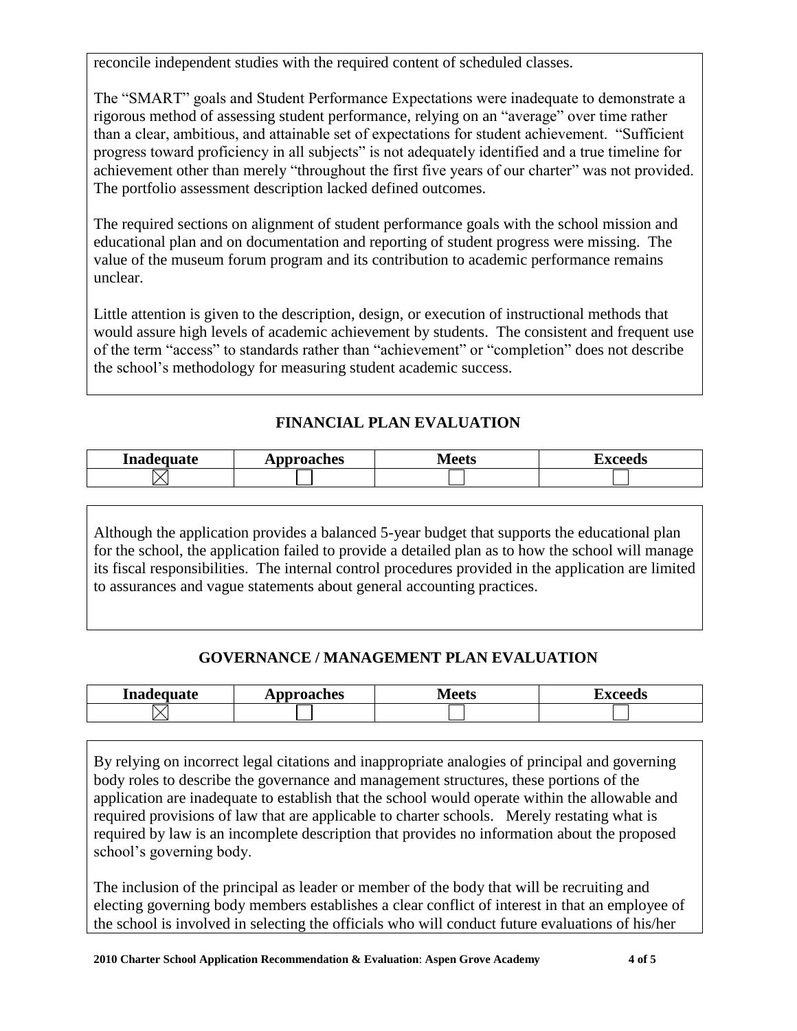reconcile independent studies with the required content of scheduled classes.

The "SMART" goals and Student Performance Expectations were inadequate to demonstrate a rigorous method of assessing student performance, relying on an "average" over time rather than a clear, ambitious, and attainable set of expectations for student achievement. "Sufficient progress toward proficiency in all subjects" is not adequately identified and a true timeline for achievement other than merely "throughout the first five years of our charter" was not provided. The portfolio assessment description lacked defined outcomes.

The required sections on alignment of student performance goals with the school mission and educational plan and on documentation and reporting of student progress were missing. The value of the museum forum program and its contribution to academic performance remains unclear.

Little attention is given to the description, design, or execution of instructional methods that would assure high levels of academic achievement by students. The consistent and frequent use of the term "access" to standards rather than "achievement" or "completion" does not describe the school's methodology for measuring student academic success.

## FINANCIAL PLAN EVALUATION

| Inadequate | Approaches | Meets | Exceeds |
|---|---|---|---|
| ☒ | ☐ | ☐ | ☐ |

Although the application provides a balanced 5-year budget that supports the educational plan for the school, the application failed to provide a detailed plan as to how the school will manage its fiscal responsibilities. The internal control procedures provided in the application are limited to assurances and vague statements about general accounting practices.

## GOVERNANCE / MANAGEMENT PLAN EVALUATION

| Inadequate | Approaches | Meets | Exceeds |
|---|---|---|---|
| ☒ | ☐ | ☐ | ☐ |

By relying on incorrect legal citations and inappropriate analogies of principal and governing body roles to describe the governance and management structures, these portions of the application are inadequate to establish that the school would operate within the allowable and required provisions of law that are applicable to charter schools. Merely restating what is required by law is an incomplete description that provides no information about the proposed school's governing body.

The inclusion of the principal as leader or member of the body that will be recruiting and electing governing body members establishes a clear conflict of interest in that an employee of the school is involved in selecting the officials who will conduct future evaluations of his/her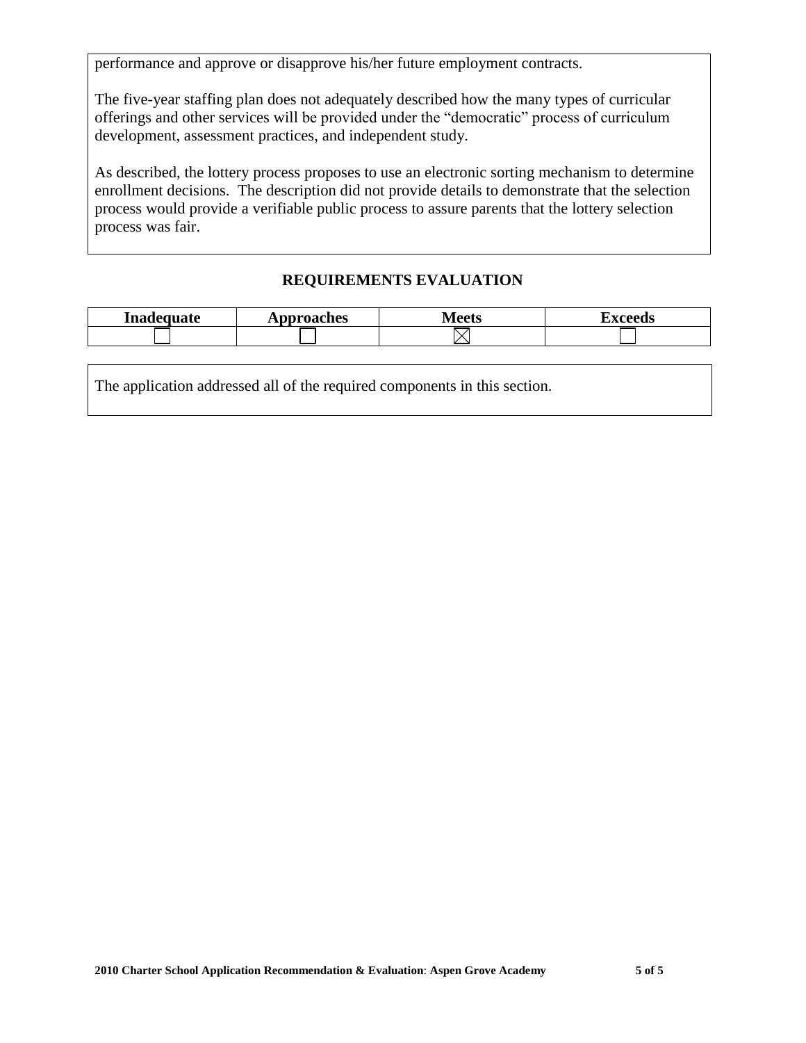performance and approve or disapprove his/her future employment contracts.

The five-year staffing plan does not adequately described how the many types of curricular offerings and other services will be provided under the "democratic" process of curriculum development, assessment practices, and independent study.

As described, the lottery process proposes to use an electronic sorting mechanism to determine enrollment decisions. The description did not provide details to demonstrate that the selection process would provide a verifiable public process to assure parents that the lottery selection process was fair.

## REQUIREMENTS EVALUATION

| Inadequate | Approaches | Meets | Exceeds |
| --- | --- | --- | --- |
| ☐ | ☐ | ☒ | ☐ |

The application addressed all of the required components in this section.